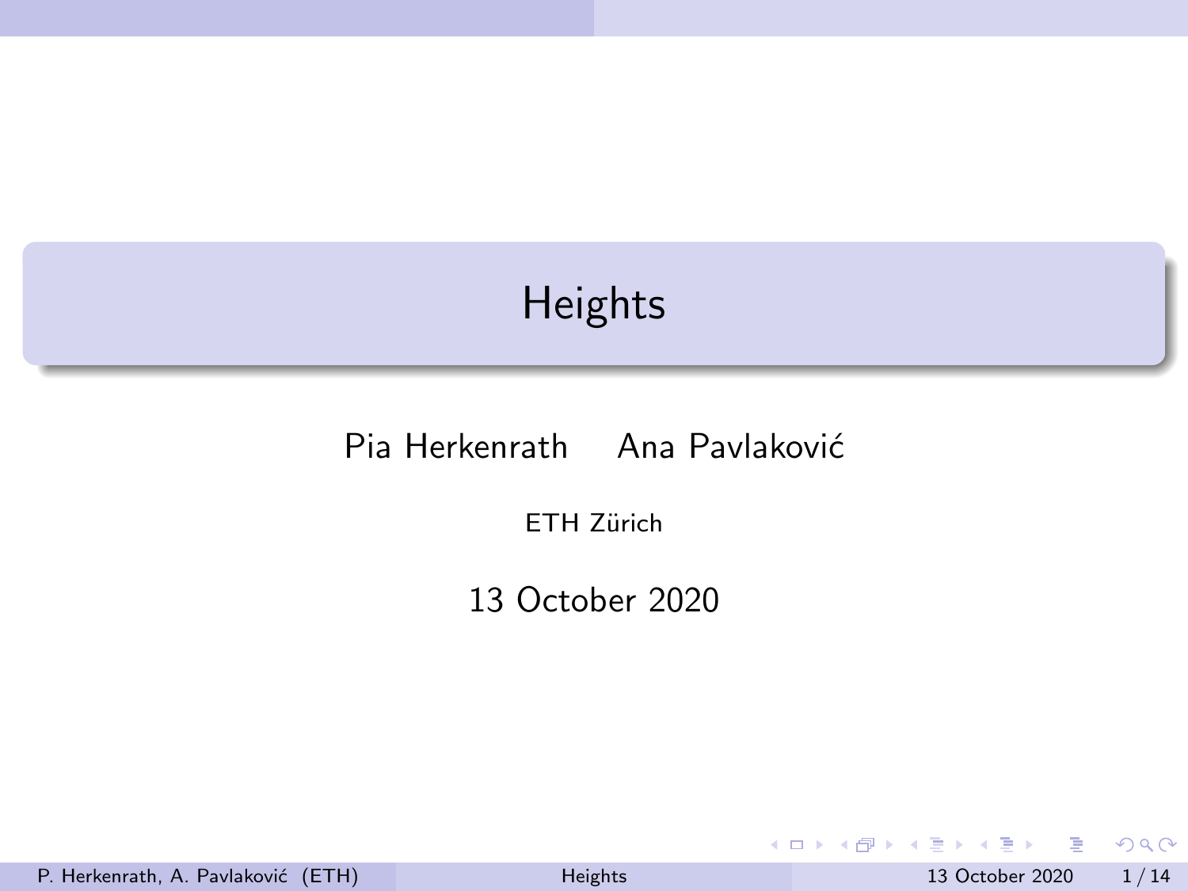# Heights

Pia Herkenrath    Ana Pavlaković

ETH Zürich

13 October 2020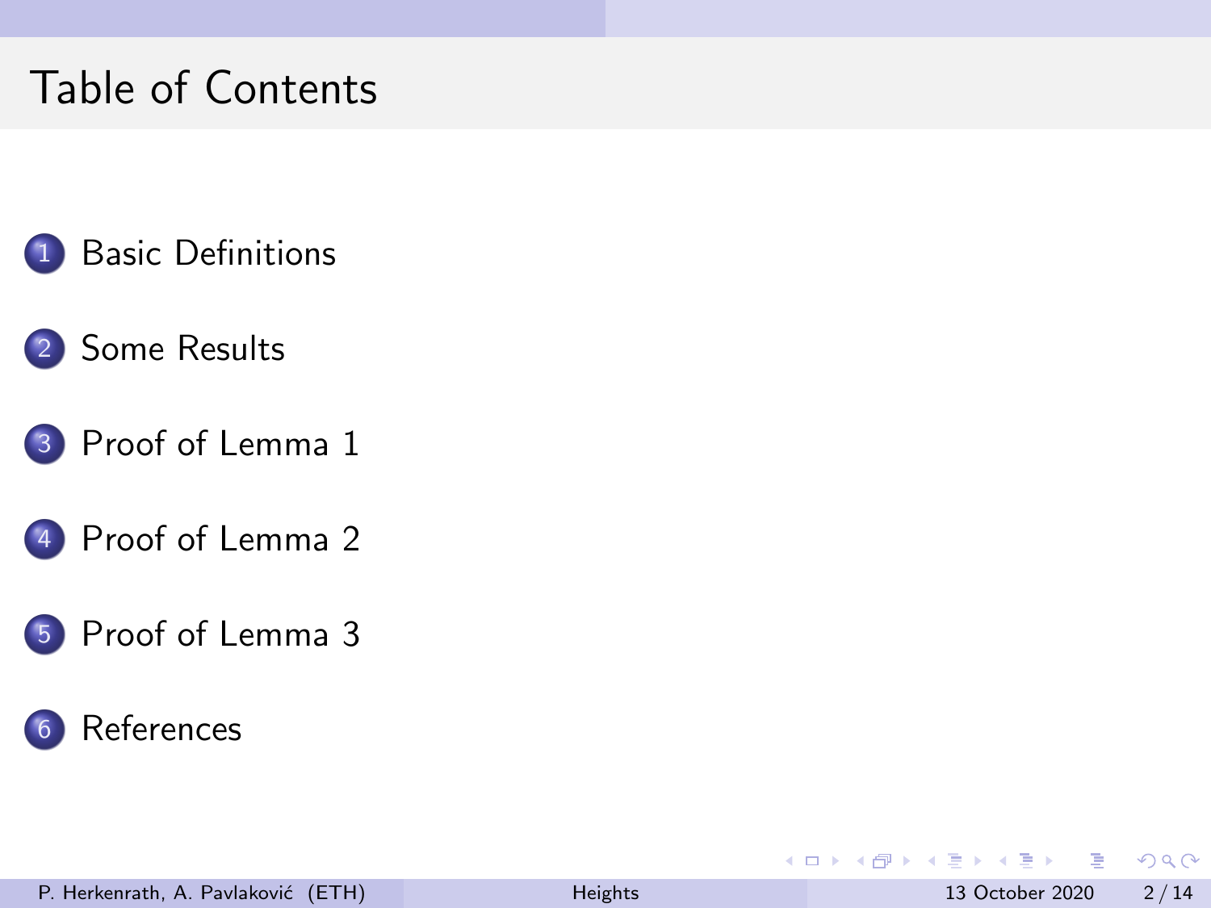# Table of Contents

1. Basic Definitions
2. Some Results
3. Proof of Lemma 1
4. Proof of Lemma 2
5. Proof of Lemma 3
6. References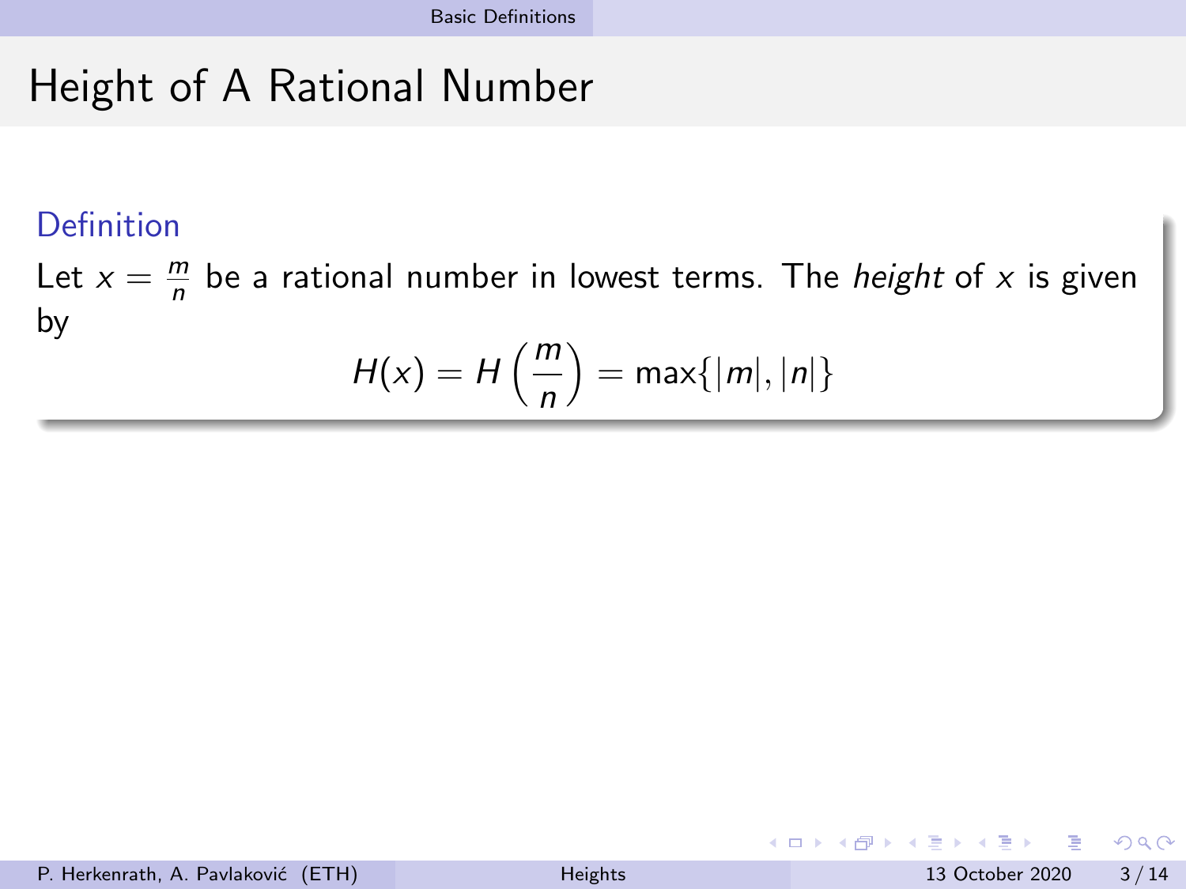# Height of A Rational Number

**Definition**

Let $x = \frac{m}{n}$ be a rational number in lowest terms. The *height* of $x$ is given by

$$H(x) = H\left(\frac{m}{n}\right) = \max\{|m|, |n|\}$$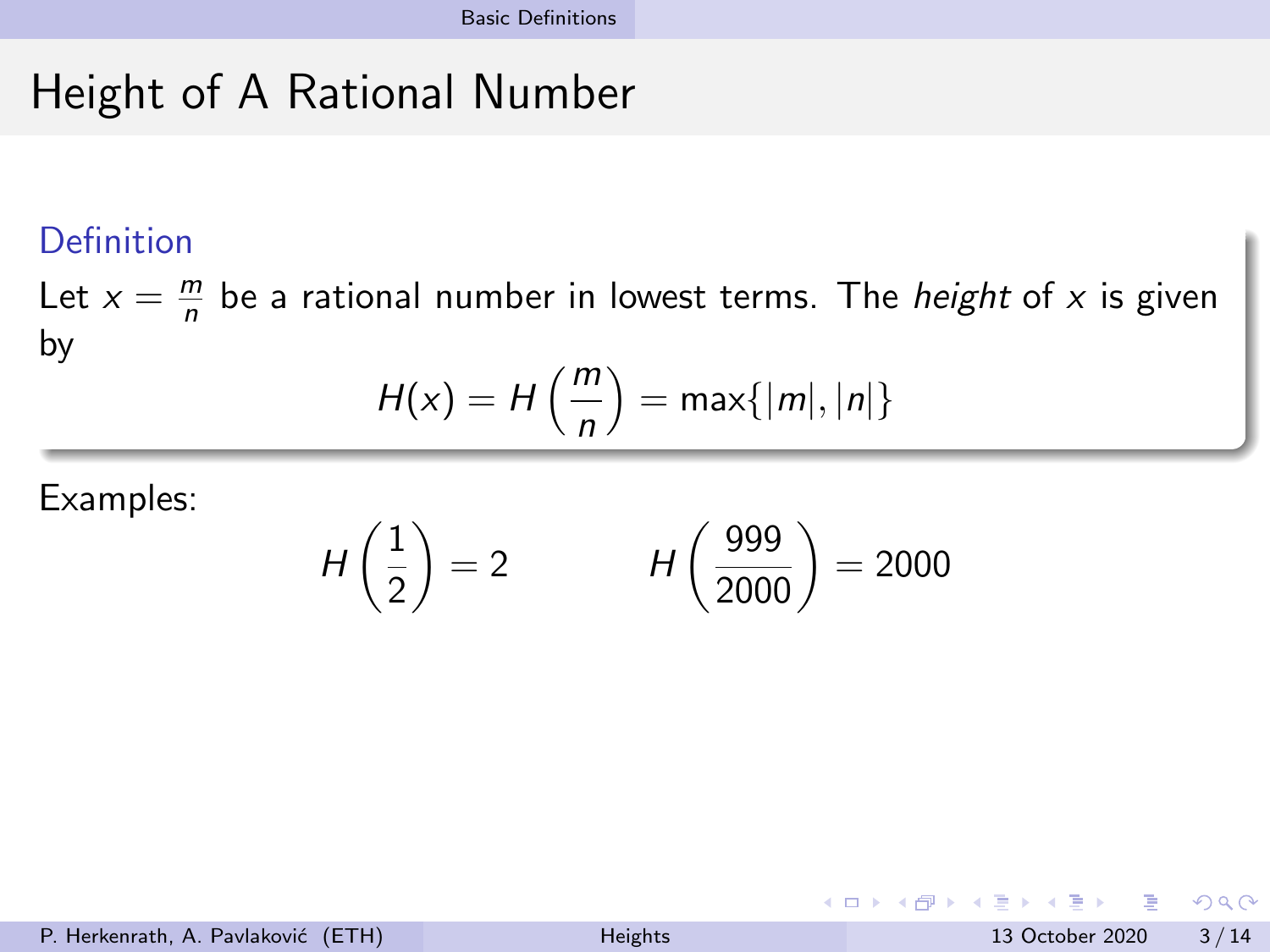# Height of A Rational Number

**Definition**

Let $x = \frac{m}{n}$ be a rational number in lowest terms. The *height* of $x$ is given by

$$H(x) = H\left(\frac{m}{n}\right) = \max\{|m|, |n|\}$$

Examples:

$$H\left(\frac{1}{2}\right) = 2 \qquad\qquad H\left(\frac{999}{2000}\right) = 2000$$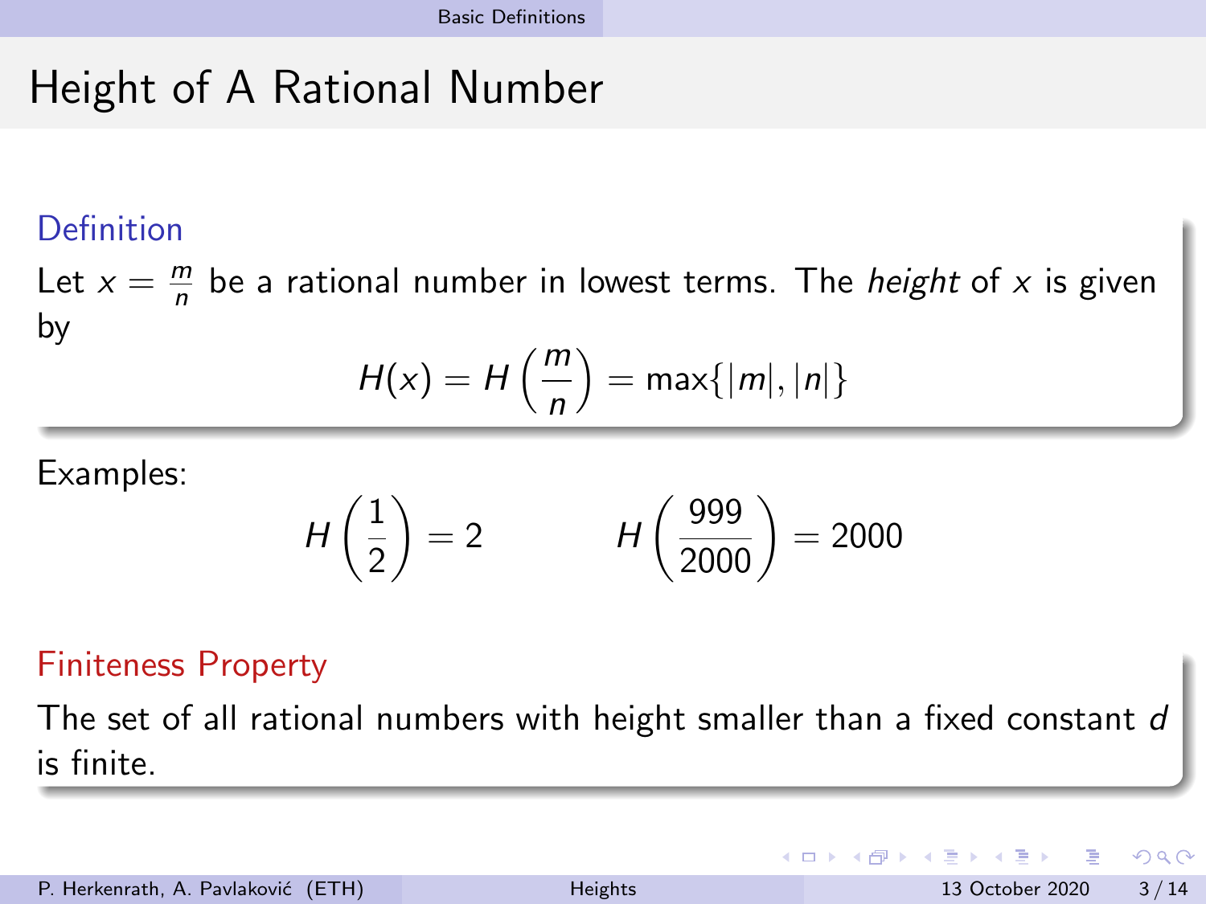# Height of A Rational Number

**Definition**

Let $x = \frac{m}{n}$ be a rational number in lowest terms. The *height* of $x$ is given by

$$H(x) = H\left(\frac{m}{n}\right) = \max\{|m|, |n|\}$$

Examples:

$$H\left(\frac{1}{2}\right) = 2 \qquad H\left(\frac{999}{2000}\right) = 2000$$

**Finiteness Property**

The set of all rational numbers with height smaller than a fixed constant $d$ is finite.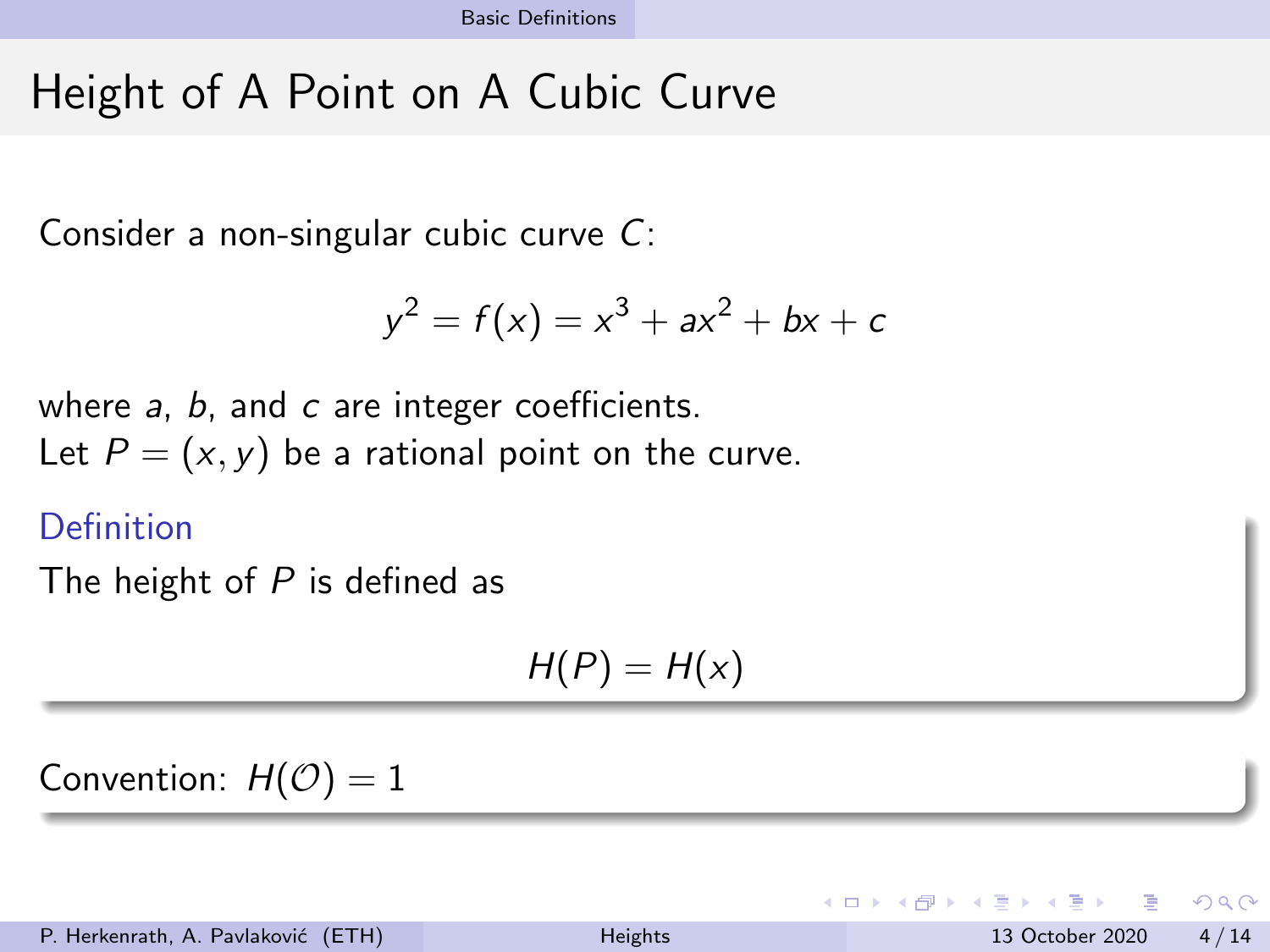# Height of A Point on A Cubic Curve

Consider a non-singular cubic curve $C$:

$$y^2 = f(x) = x^3 + ax^2 + bx + c$$

where $a$, $b$, and $c$ are integer coefficients.
Let $P = (x, y)$ be a rational point on the curve.

**Definition**

The height of $P$ is defined as

$$H(P) = H(x)$$

Convention: $H(\mathcal{O}) = 1$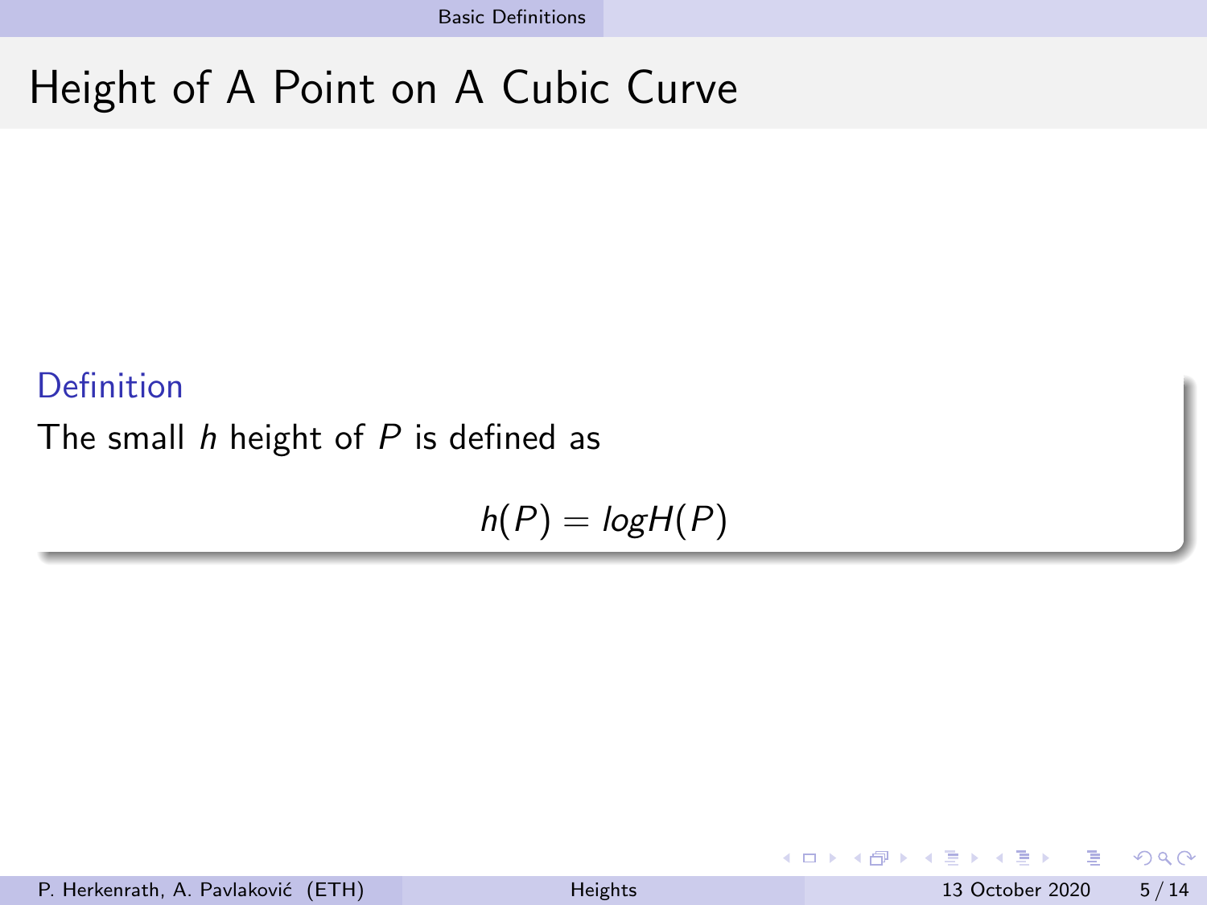# Height of A Point on A Cubic Curve

**Definition**

The small $h$ height of $P$ is defined as

$$h(P) = logH(P)$$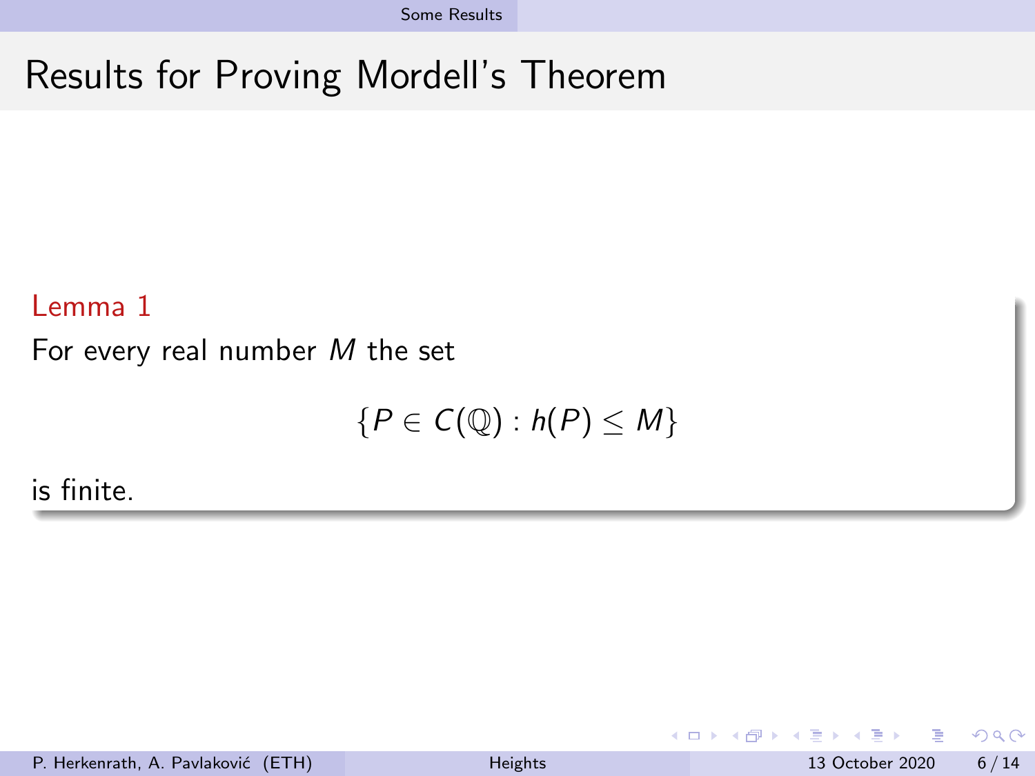# Results for Proving Mordell's Theorem

**Lemma 1**

For every real number $M$ the set

$$\{P \in C(\mathbb{Q}) : h(P) \leq M\}$$

is finite.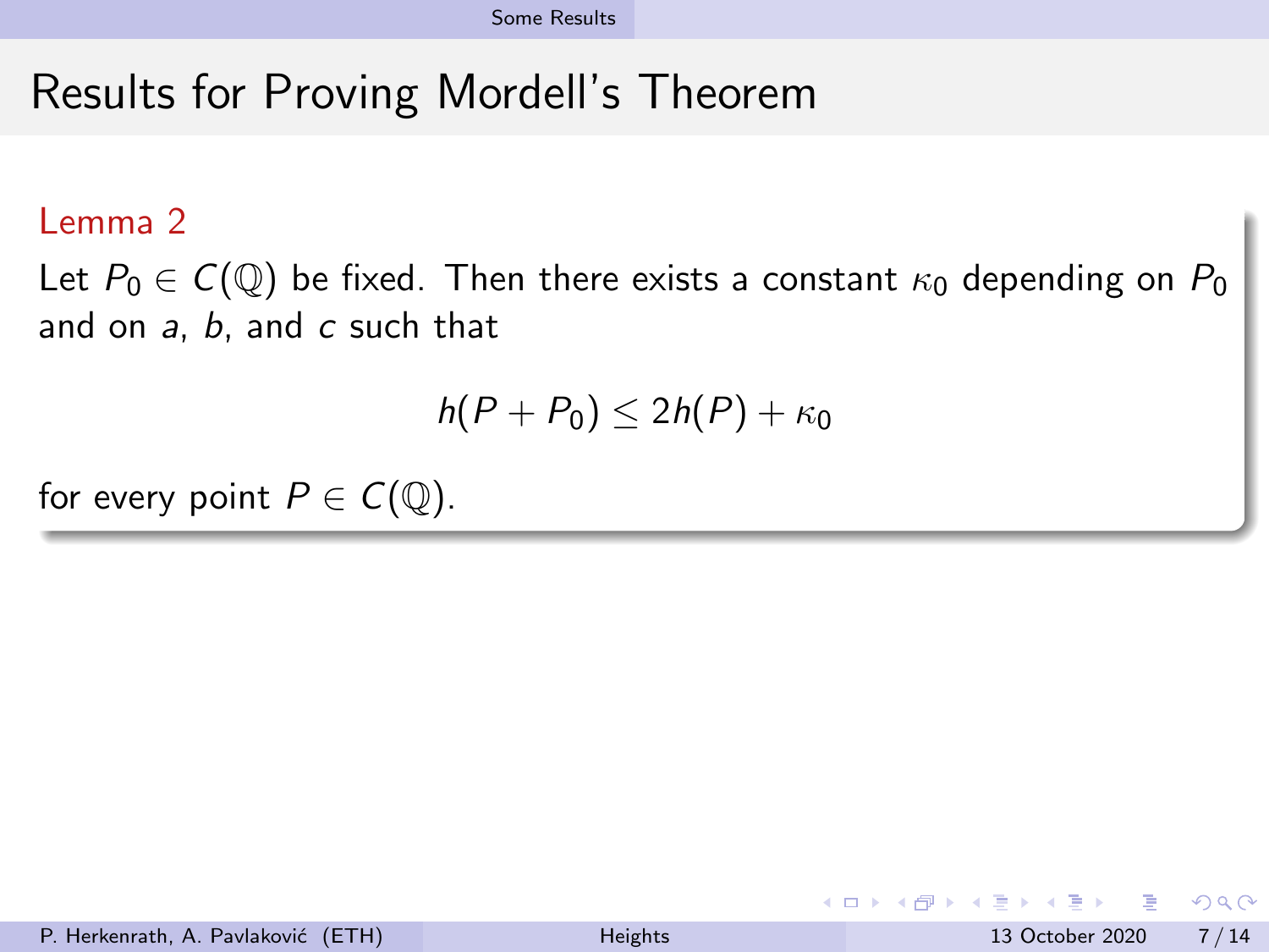# Results for Proving Mordell's Theorem

**Lemma 2**

Let $P_0 \in C(\mathbb{Q})$ be fixed. Then there exists a constant $\kappa_0$ depending on $P_0$ and on $a$, $b$, and $c$ such that

$$h(P + P_0) \leq 2h(P) + \kappa_0$$

for every point $P \in C(\mathbb{Q})$.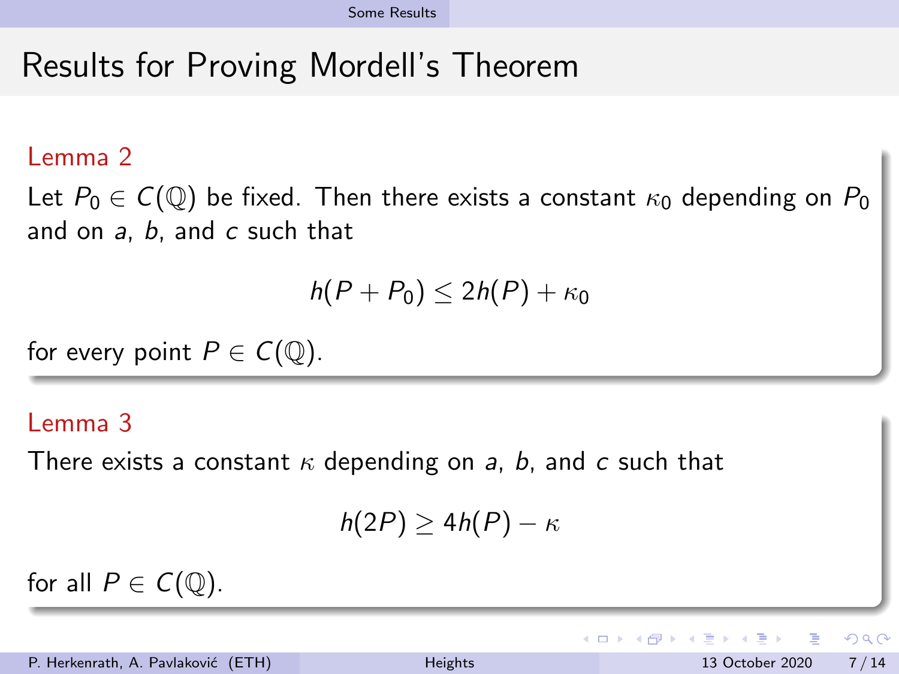# Results for Proving Mordell's Theorem

**Lemma 2**

Let $P_0 \in C(\mathbb{Q})$ be fixed. Then there exists a constant $\kappa_0$ depending on $P_0$ and on $a$, $b$, and $c$ such that

$$h(P + P_0) \leq 2h(P) + \kappa_0$$

for every point $P \in C(\mathbb{Q})$.

**Lemma 3**

There exists a constant $\kappa$ depending on $a$, $b$, and $c$ such that

$$h(2P) \geq 4h(P) - \kappa$$

for all $P \in C(\mathbb{Q})$.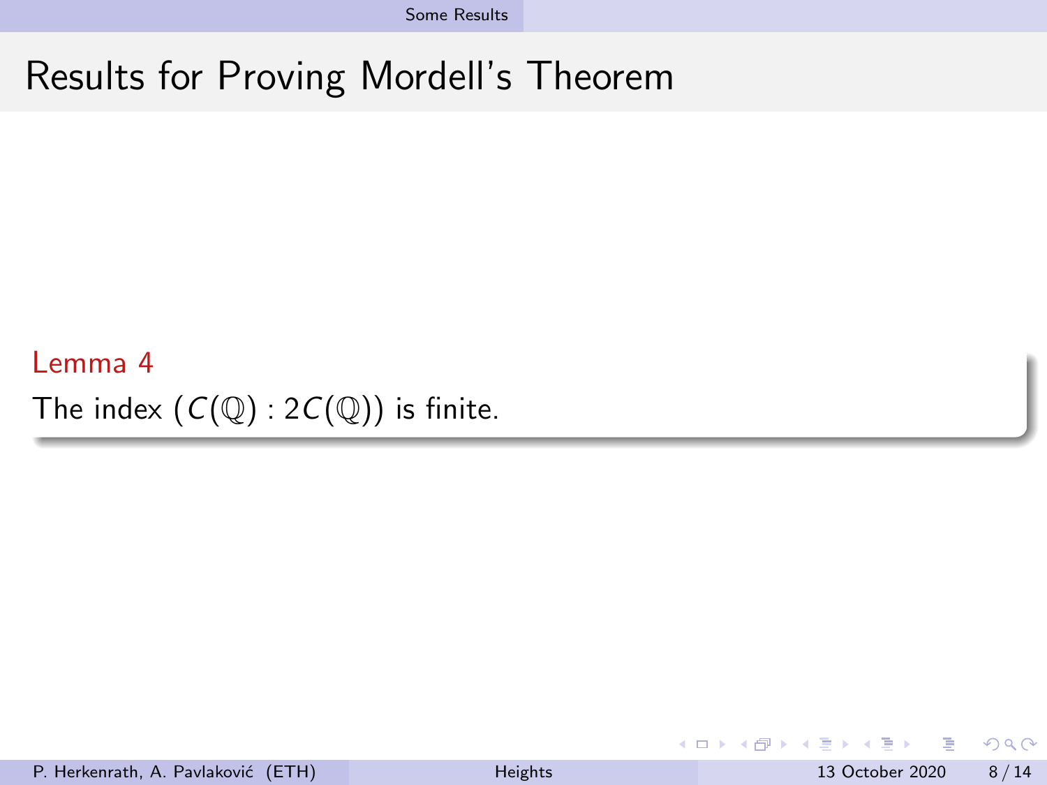# Results for Proving Mordell's Theorem

**Lemma 4**

The index $(C(\mathbb{Q}) : 2C(\mathbb{Q}))$ is finite.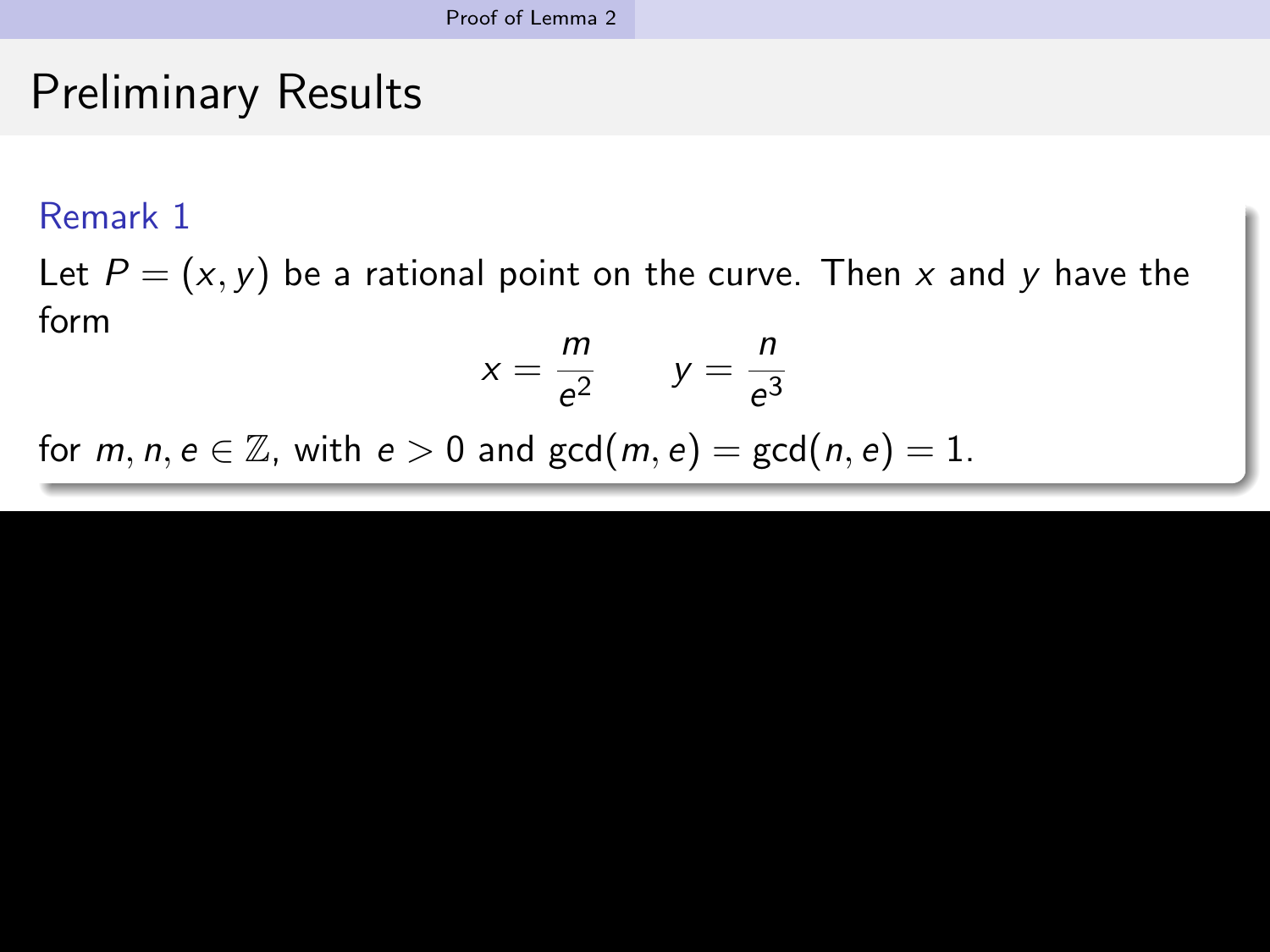# Preliminary Results

**Remark 1**

Let $P = (x, y)$ be a rational point on the curve. Then $x$ and $y$ have the form

$$x = \frac{m}{e^2} \qquad y = \frac{n}{e^3}$$

for $m, n, e \in \mathbb{Z}$, with $e > 0$ and $\gcd(m, e) = \gcd(n, e) = 1$.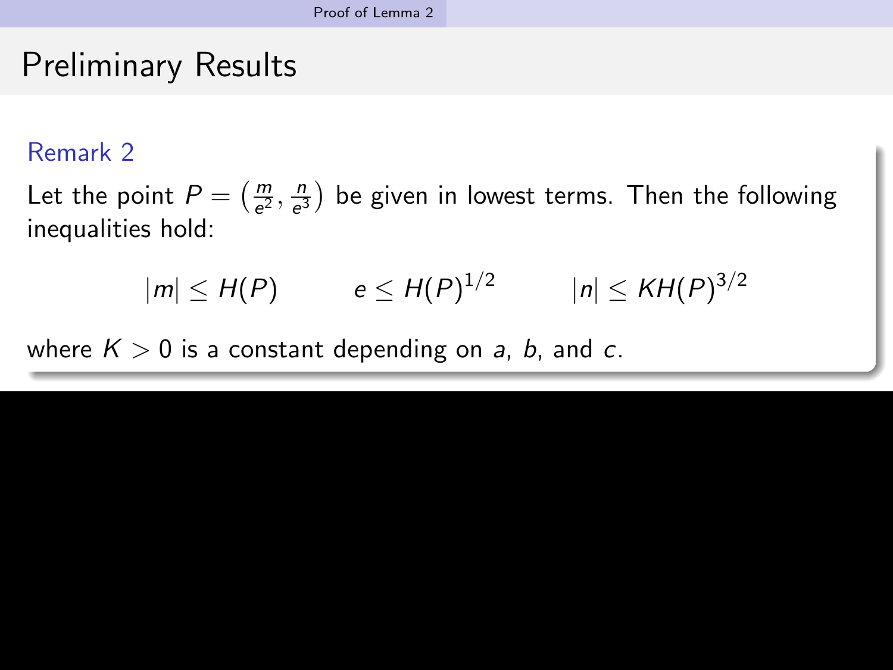# Preliminary Results

**Remark 2**

Let the point $P = \left(\frac{m}{e^2}, \frac{n}{e^3}\right)$ be given in lowest terms. Then the following inequalities hold:

$$|m| \leq H(P) \qquad e \leq H(P)^{1/2} \qquad |n| \leq KH(P)^{3/2}$$

where $K > 0$ is a constant depending on $a$, $b$, and $c$.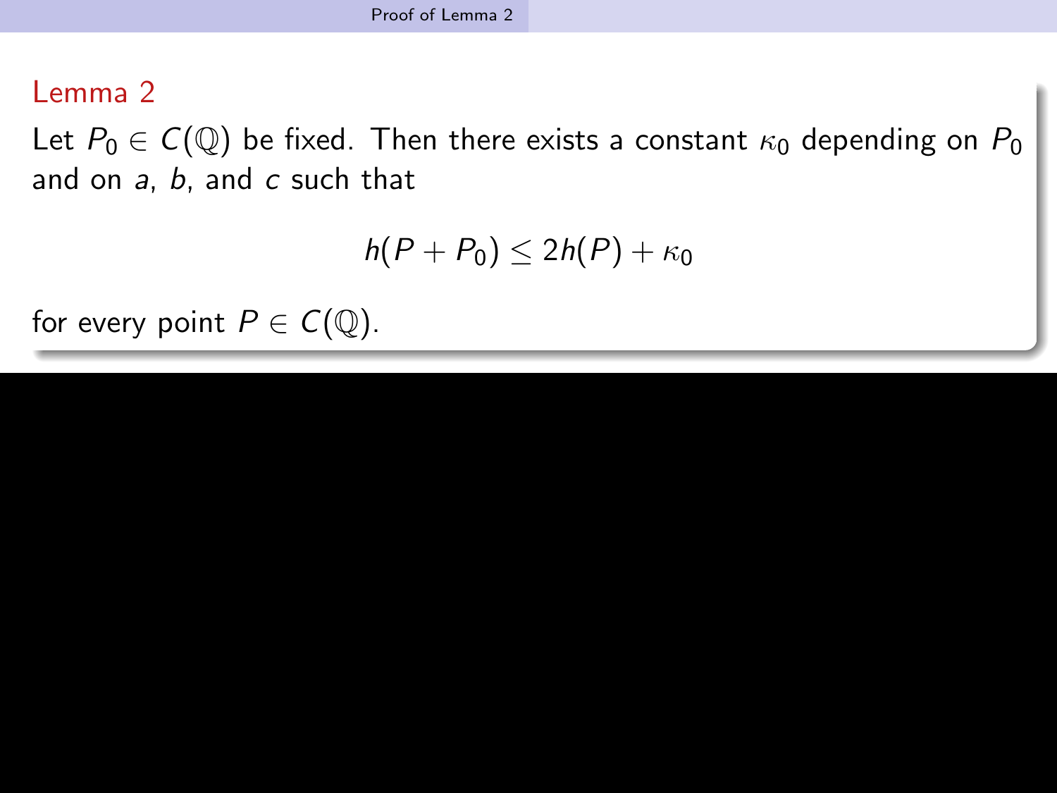## Lemma 2

Let $P_0 \in C(\mathbb{Q})$ be fixed. Then there exists a constant $\kappa_0$ depending on $P_0$ and on $a$, $b$, and $c$ such that

$$h(P + P_0) \leq 2h(P) + \kappa_0$$

for every point $P \in C(\mathbb{Q})$.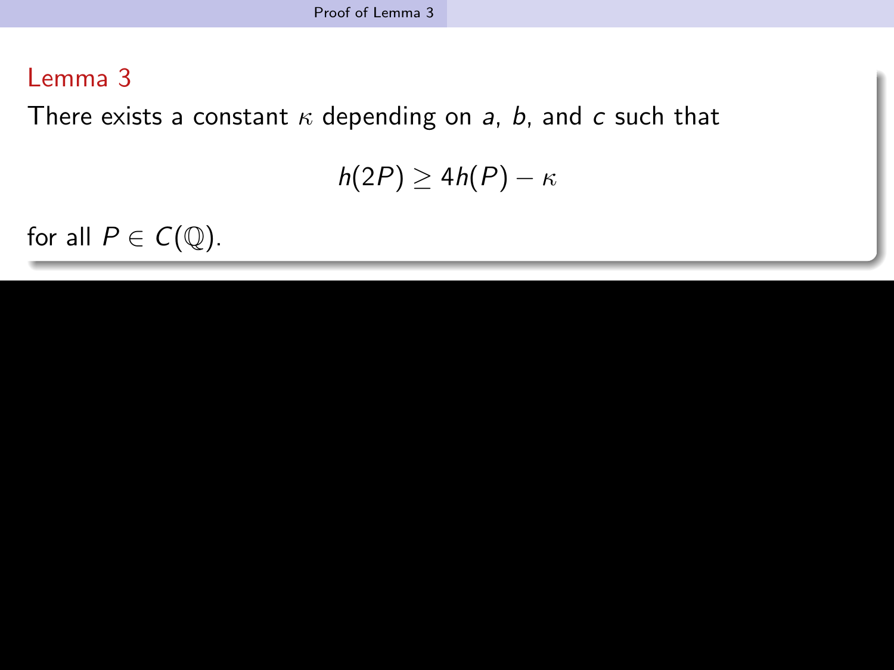## Lemma 3

There exists a constant $\kappa$ depending on $a$, $b$, and $c$ such that

$$h(2P) \geq 4h(P) - \kappa$$

for all $P \in C(\mathbb{Q})$.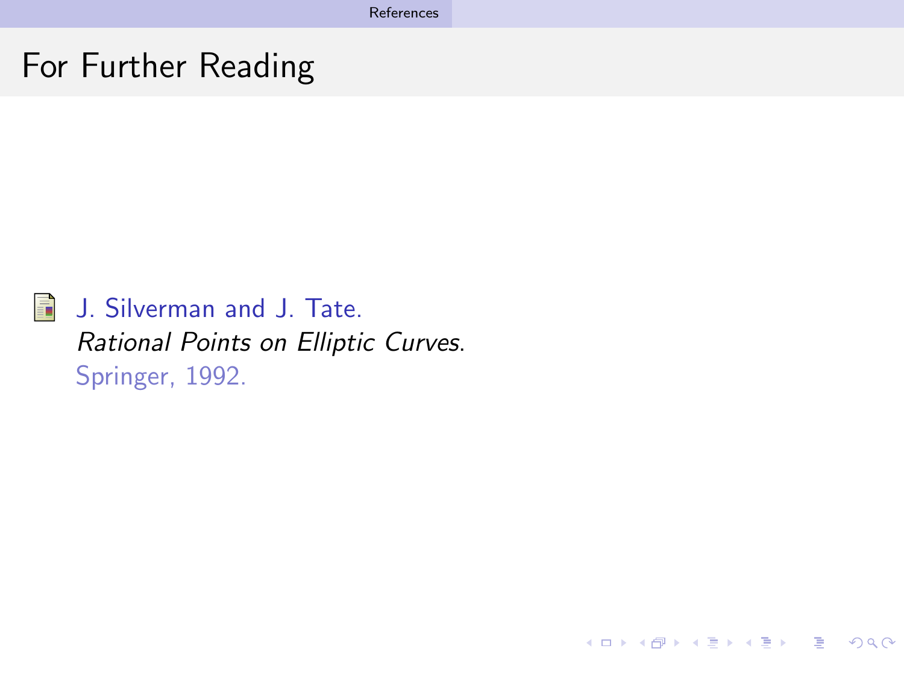# For Further Reading

J. Silverman and J. Tate.
*Rational Points on Elliptic Curves*.
Springer, 1992.